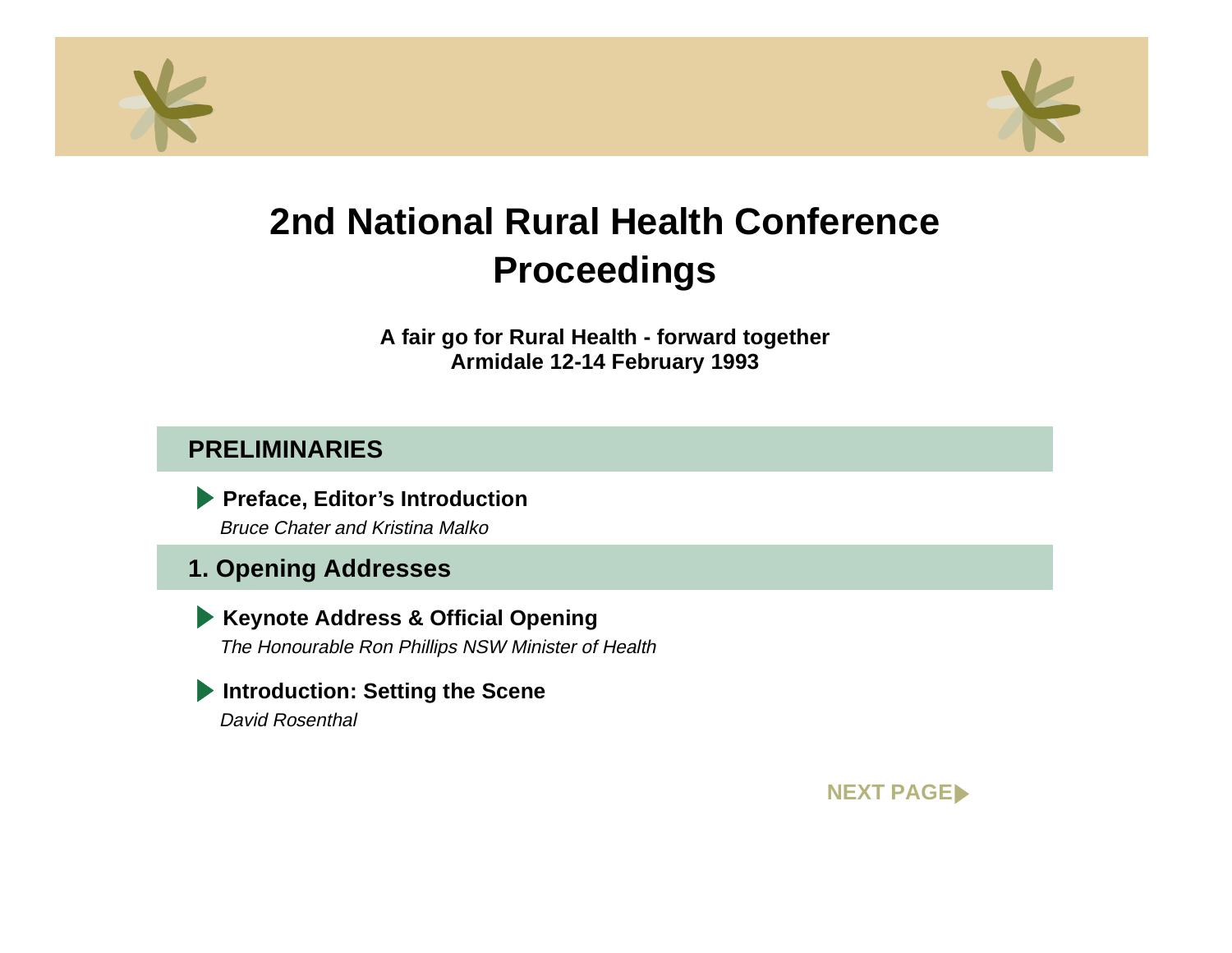# 2nd National Rural Health Conference Proceedings

**A fair go for Rural Health - forward together**
**Armidale 12-14 February 1993**

## PRELIMINARIES

- **Preface, Editor's Introduction**
  *Bruce Chater and Kristina Malko*

## 1. Opening Addresses

- **Keynote Address & Official Opening**
  *The Honourable Ron Phillips NSW Minister of Health*

- **Introduction: Setting the Scene**
  *David Rosenthal*

NEXT PAGE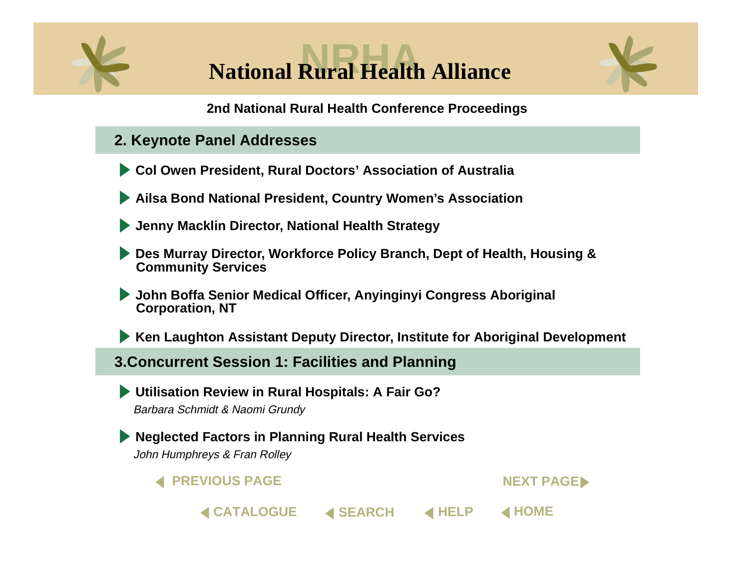# National Rural Health Alliance

**2nd National Rural Health Conference Proceedings**

## 2. Keynote Panel Addresses

- **Col Owen President, Rural Doctors' Association of Australia**
- **Ailsa Bond National President, Country Women's Association**
- **Jenny Macklin Director, National Health Strategy**
- **Des Murray Director, Workforce Policy Branch, Dept of Health, Housing & Community Services**
- **John Boffa Senior Medical Officer, Anyinginyi Congress Aboriginal Corporation, NT**
- **Ken Laughton Assistant Deputy Director, Institute for Aboriginal Development**

## 3.Concurrent Session 1: Facilities and Planning

- **Utilisation Review in Rural Hospitals: A Fair Go?**
  *Barbara Schmidt & Naomi Grundy*
- **Neglected Factors in Planning Rural Health Services**
  *John Humphreys & Fran Rolley*

PREVIOUS PAGE | NEXT PAGE

CATALOGUE | SEARCH | HELP | HOME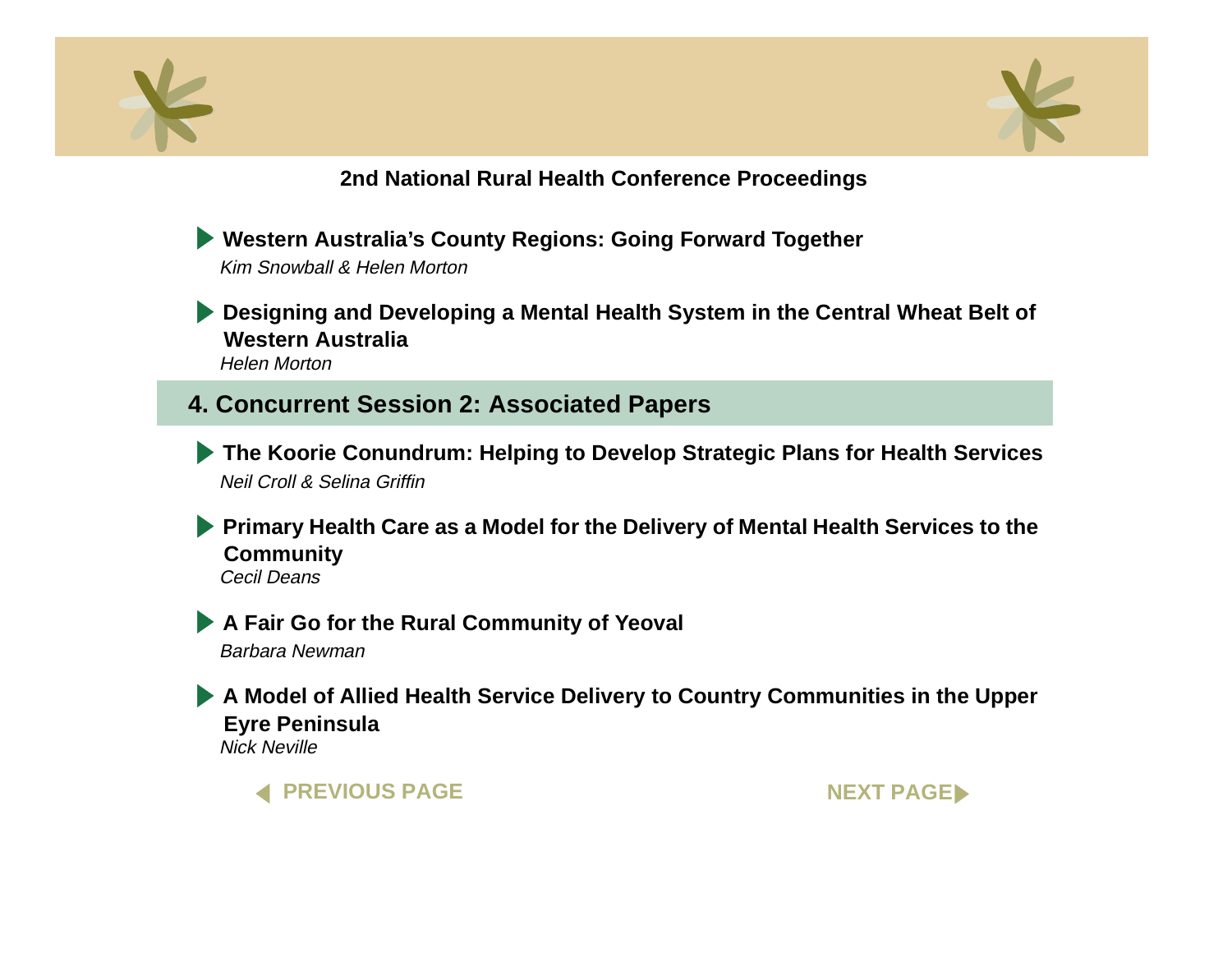**2nd National Rural Health Conference Proceedings**

- **Western Australia's County Regions: Going Forward Together**
  *Kim Snowball & Helen Morton*

- **Designing and Developing a Mental Health System in the Central Wheat Belt of Western Australia**
  *Helen Morton*

## 4. Concurrent Session 2: Associated Papers

- **The Koorie Conundrum: Helping to Develop Strategic Plans for Health Services**
  *Neil Croll & Selina Griffin*

- **Primary Health Care as a Model for the Delivery of Mental Health Services to the Community**
  *Cecil Deans*

- **A Fair Go for the Rural Community of Yeoval**
  *Barbara Newman*

- **A Model of Allied Health Service Delivery to Country Communities in the Upper Eyre Peninsula**
  *Nick Neville*

PREVIOUS PAGE NEXT PAGE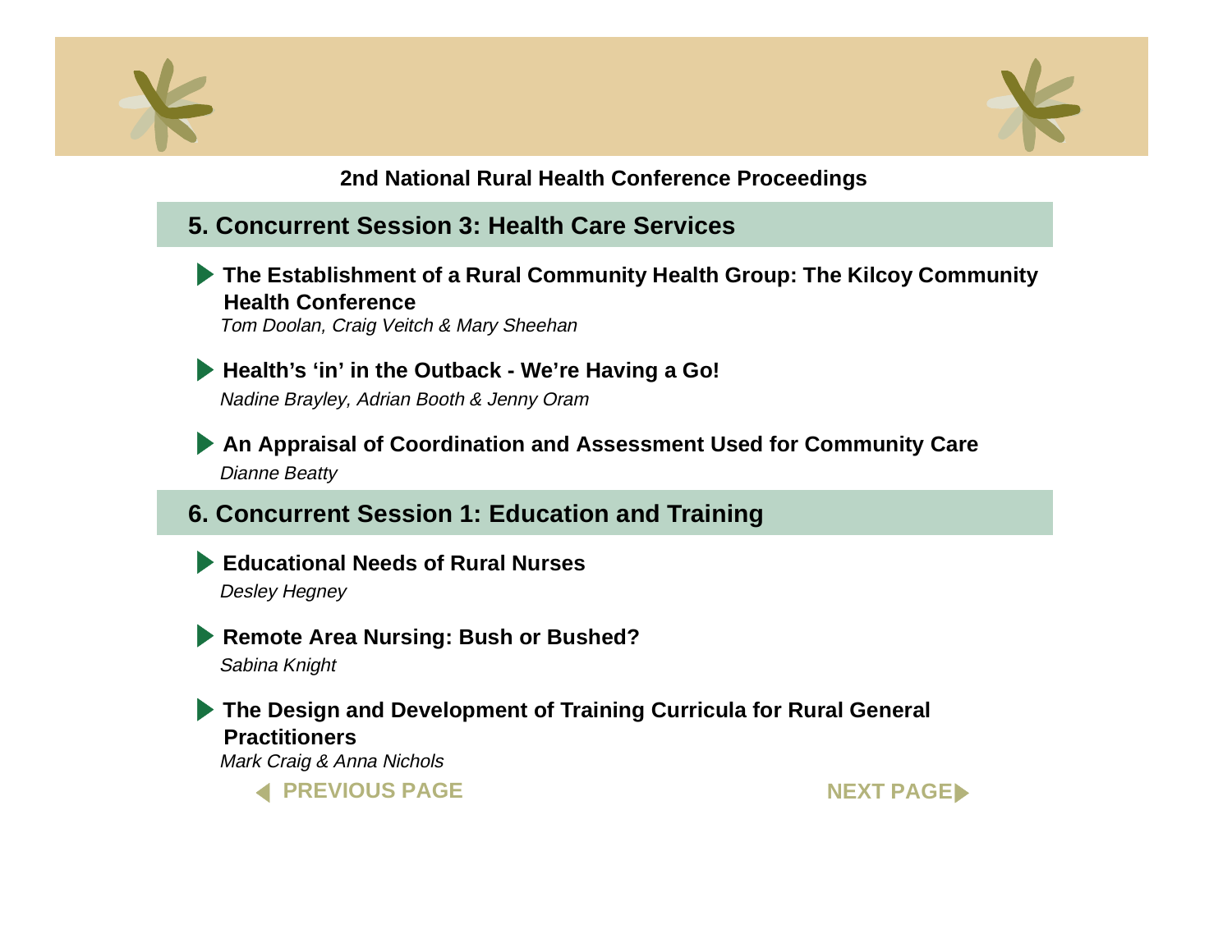## 5. Concurrent Session 3: Health Care Services

- **The Establishment of a Rural Community Health Group: The Kilcoy Community Health Conference**
  *Tom Doolan, Craig Veitch & Mary Sheehan*

- **Health's 'in' in the Outback - We're Having a Go!**
  *Nadine Brayley, Adrian Booth & Jenny Oram*

- **An Appraisal of Coordination and Assessment Used for Community Care**
  *Dianne Beatty*

## 6. Concurrent Session 1: Education and Training

- **Educational Needs of Rural Nurses**
  *Desley Hegney*

- **Remote Area Nursing: Bush or Bushed?**
  *Sabina Knight*

- **The Design and Development of Training Curricula for Rural General Practitioners**
  *Mark Craig & Anna Nichols*

PREVIOUS PAGE

NEXT PAGE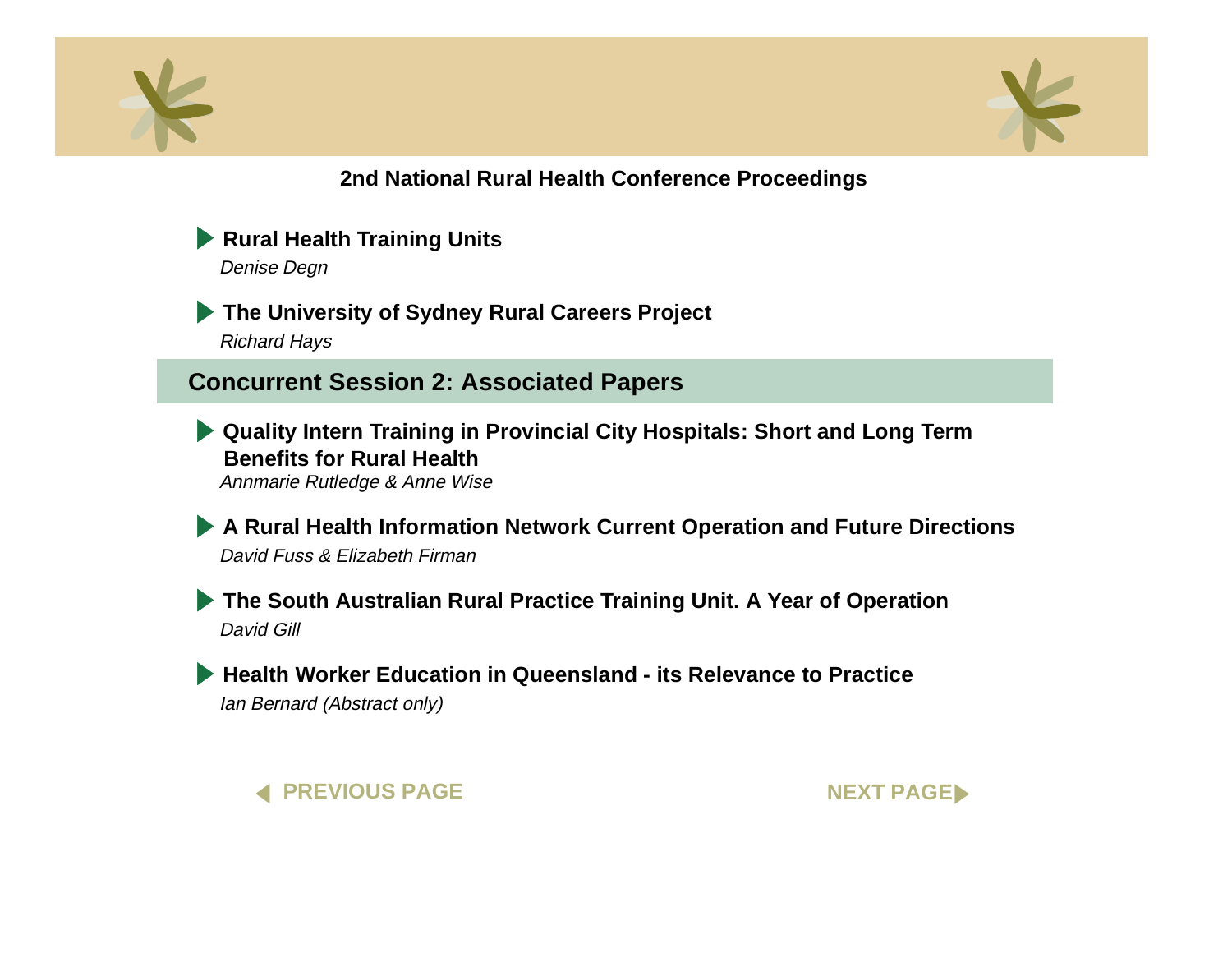**2nd National Rural Health Conference Proceedings**

- **Rural Health Training Units**
  *Denise Degn*

- **The University of Sydney Rural Careers Project**
  *Richard Hays*

## Concurrent Session 2: Associated Papers

- **Quality Intern Training in Provincial City Hospitals: Short and Long Term Benefits for Rural Health**
  *Annmarie Rutledge & Anne Wise*

- **A Rural Health Information Network Current Operation and Future Directions**
  *David Fuss & Elizabeth Firman*

- **The South Australian Rural Practice Training Unit. A Year of Operation**
  *David Gill*

- **Health Worker Education in Queensland - its Relevance to Practice**
  *Ian Bernard (Abstract only)*

PREVIOUS PAGE

NEXT PAGE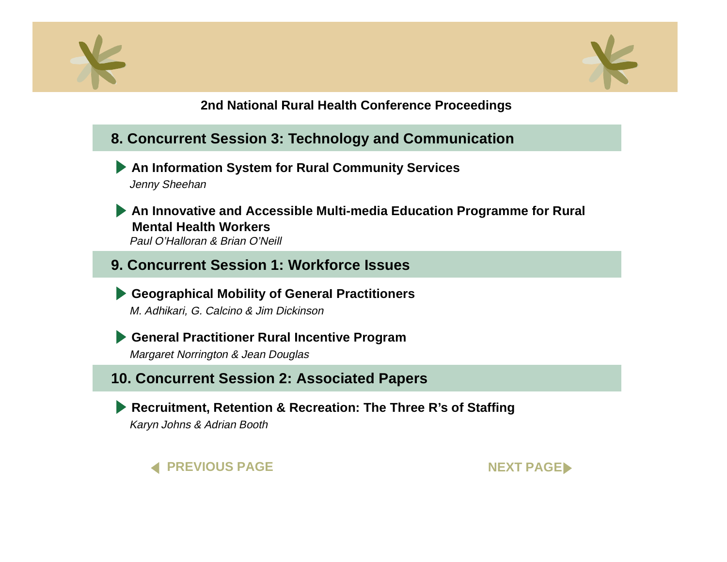## 8. Concurrent Session 3: Technology and Communication

- **An Information System for Rural Community Services**
  *Jenny Sheehan*

- **An Innovative and Accessible Multi-media Education Programme for Rural Mental Health Workers**
  *Paul O'Halloran & Brian O'Neill*

## 9. Concurrent Session 1: Workforce Issues

- **Geographical Mobility of General Practitioners**
  *M. Adhikari, G. Calcino & Jim Dickinson*

- **General Practitioner Rural Incentive Program**
  *Margaret Norrington & Jean Douglas*

## 10. Concurrent Session 2: Associated Papers

- **Recruitment, Retention & Recreation: The Three R's of Staffing**
  *Karyn Johns & Adrian Booth*

PREVIOUS PAGE | NEXT PAGE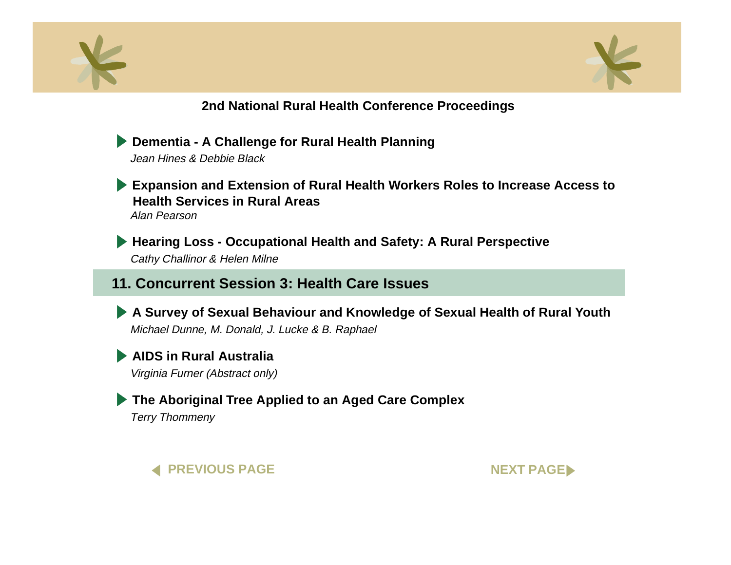**2nd National Rural Health Conference Proceedings**

- **Dementia - A Challenge for Rural Health Planning**
  *Jean Hines & Debbie Black*

- **Expansion and Extension of Rural Health Workers Roles to Increase Access to Health Services in Rural Areas**
  *Alan Pearson*

- **Hearing Loss - Occupational Health and Safety: A Rural Perspective**
  *Cathy Challinor & Helen Milne*

## 11. Concurrent Session 3: Health Care Issues

- **A Survey of Sexual Behaviour and Knowledge of Sexual Health of Rural Youth**
  *Michael Dunne, M. Donald, J. Lucke & B. Raphael*

- **AIDS in Rural Australia**
  *Virginia Furner (Abstract only)*

- **The Aboriginal Tree Applied to an Aged Care Complex**
  *Terry Thommeny*

PREVIOUS PAGE NEXT PAGE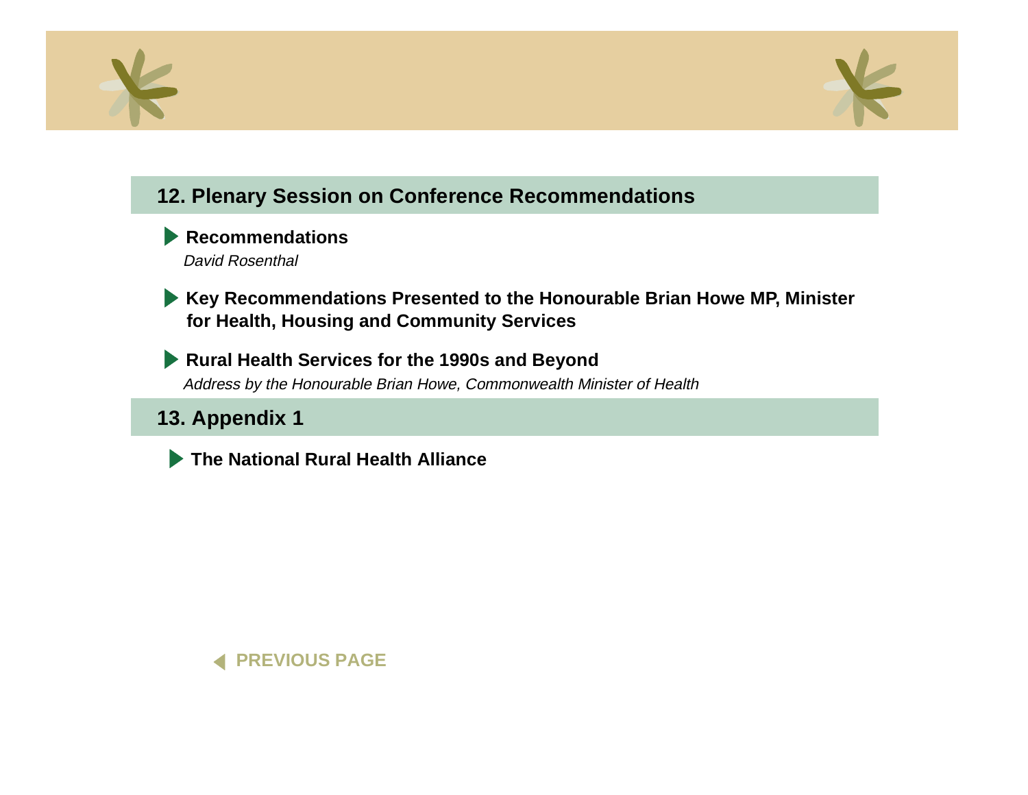## 12. Plenary Session on Conference Recommendations

- **Recommendations**
  *David Rosenthal*

- **Key Recommendations Presented to the Honourable Brian Howe MP, Minister for Health, Housing and Community Services**

- **Rural Health Services for the 1990s and Beyond**
  *Address by the Honourable Brian Howe, Commonwealth Minister of Health*

## 13. Appendix 1

- **The National Rural Health Alliance**

PREVIOUS PAGE